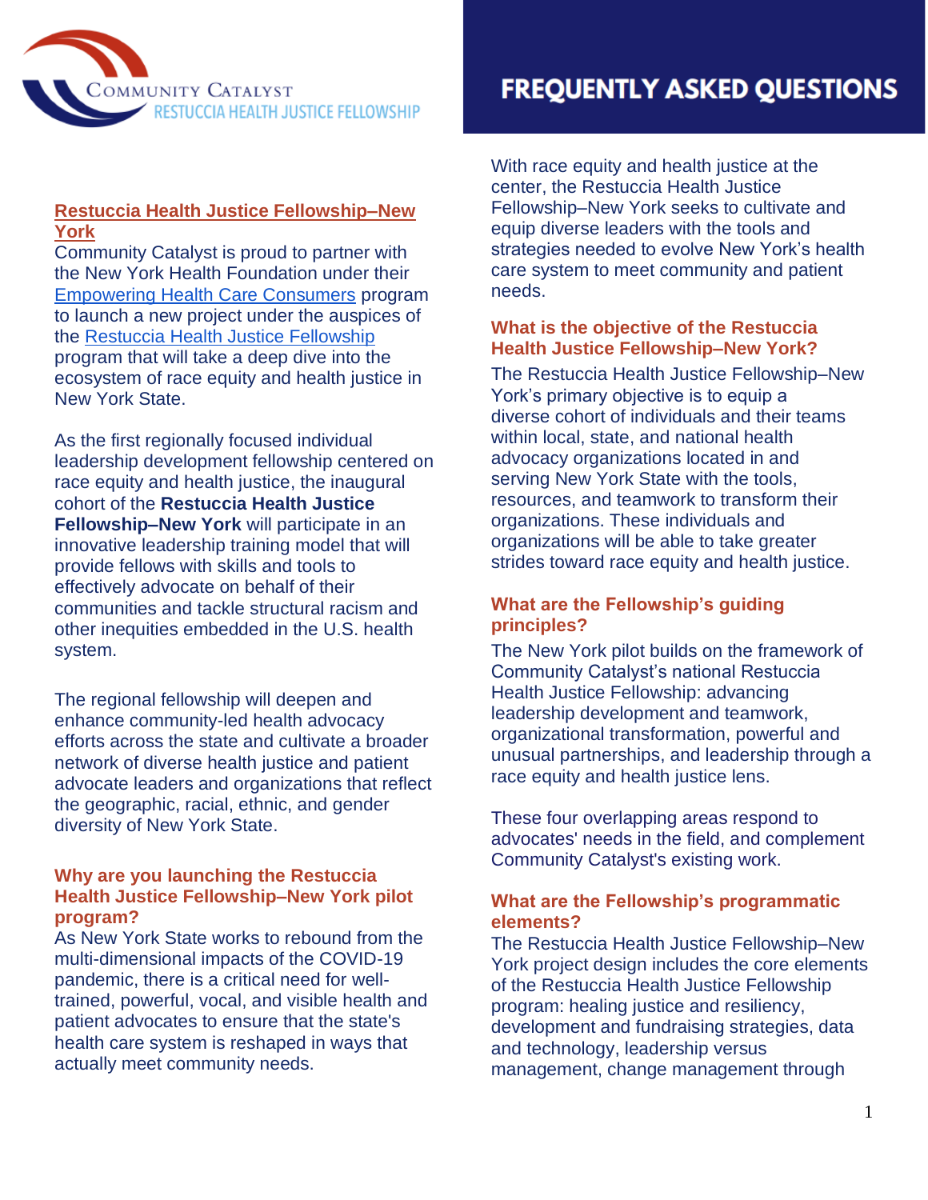Community Catalyst
RESTUCCIA HEALTH JUSTICE FELLOWSHIP

# FREQUENTLY ASKED QUESTIONS

## Restuccia Health Justice Fellowship–New York

Community Catalyst is proud to partner with the New York Health Foundation under their Empowering Health Care Consumers program to launch a new project under the auspices of the Restuccia Health Justice Fellowship program that will take a deep dive into the ecosystem of race equity and health justice in New York State.

As the first regionally focused individual leadership development fellowship centered on race equity and health justice, the inaugural cohort of the **Restuccia Health Justice Fellowship–New York** will participate in an innovative leadership training model that will provide fellows with skills and tools to effectively advocate on behalf of their communities and tackle structural racism and other inequities embedded in the U.S. health system.

The regional fellowship will deepen and enhance community-led health advocacy efforts across the state and cultivate a broader network of diverse health justice and patient advocate leaders and organizations that reflect the geographic, racial, ethnic, and gender diversity of New York State.

### Why are you launching the Restuccia Health Justice Fellowship–New York pilot program?

As New York State works to rebound from the multi-dimensional impacts of the COVID-19 pandemic, there is a critical need for well-trained, powerful, vocal, and visible health and patient advocates to ensure that the state's health care system is reshaped in ways that actually meet community needs.

With race equity and health justice at the center, the Restuccia Health Justice Fellowship–New York seeks to cultivate and equip diverse leaders with the tools and strategies needed to evolve New York's health care system to meet community and patient needs.

### What is the objective of the Restuccia Health Justice Fellowship–New York?

The Restuccia Health Justice Fellowship–New York's primary objective is to equip a diverse cohort of individuals and their teams within local, state, and national health advocacy organizations located in and serving New York State with the tools, resources, and teamwork to transform their organizations. These individuals and organizations will be able to take greater strides toward race equity and health justice.

### What are the Fellowship's guiding principles?

The New York pilot builds on the framework of Community Catalyst's national Restuccia Health Justice Fellowship: advancing leadership development and teamwork, organizational transformation, powerful and unusual partnerships, and leadership through a race equity and health justice lens.

These four overlapping areas respond to advocates' needs in the field, and complement Community Catalyst's existing work.

### What are the Fellowship's programmatic elements?

The Restuccia Health Justice Fellowship–New York project design includes the core elements of the Restuccia Health Justice Fellowship program: healing justice and resiliency, development and fundraising strategies, data and technology, leadership versus management, change management through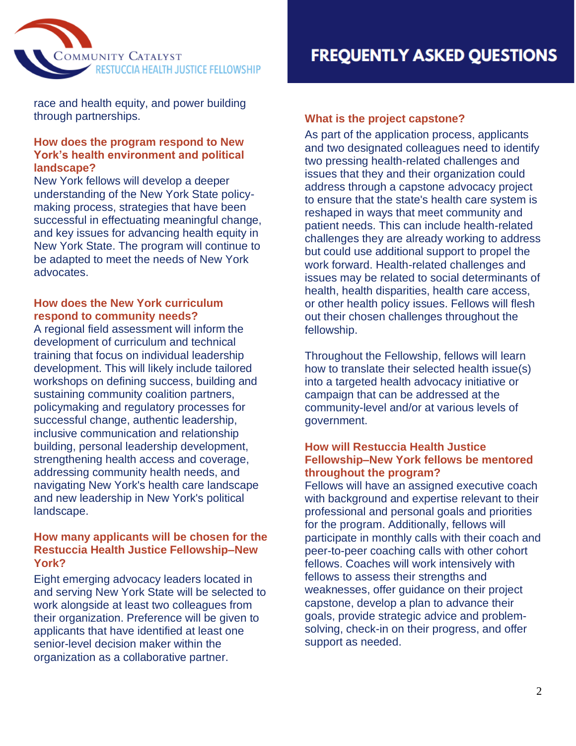race and health equity, and power building through partnerships.

### How does the program respond to New York's health environment and political landscape?

New York fellows will develop a deeper understanding of the New York State policy-making process, strategies that have been successful in effectuating meaningful change, and key issues for advancing health equity in New York State. The program will continue to be adapted to meet the needs of New York advocates.

### How does the New York curriculum respond to community needs?

A regional field assessment will inform the development of curriculum and technical training that focus on individual leadership development. This will likely include tailored workshops on defining success, building and sustaining community coalition partners, policymaking and regulatory processes for successful change, authentic leadership, inclusive communication and relationship building, personal leadership development, strengthening health access and coverage, addressing community health needs, and navigating New York's health care landscape and new leadership in New York's political landscape.

### How many applicants will be chosen for the Restuccia Health Justice Fellowship–New York?

Eight emerging advocacy leaders located in and serving New York State will be selected to work alongside at least two colleagues from their organization. Preference will be given to applicants that have identified at least one senior-level decision maker within the organization as a collaborative partner.

### What is the project capstone?

As part of the application process, applicants and two designated colleagues need to identify two pressing health-related challenges and issues that they and their organization could address through a capstone advocacy project to ensure that the state's health care system is reshaped in ways that meet community and patient needs. This can include health-related challenges they are already working to address but could use additional support to propel the work forward. Health-related challenges and issues may be related to social determinants of health, health disparities, health care access, or other health policy issues. Fellows will flesh out their chosen challenges throughout the fellowship.

Throughout the Fellowship, fellows will learn how to translate their selected health issue(s) into a targeted health advocacy initiative or campaign that can be addressed at the community-level and/or at various levels of government.

### How will Restuccia Health Justice Fellowship–New York fellows be mentored throughout the program?

Fellows will have an assigned executive coach with background and expertise relevant to their professional and personal goals and priorities for the program. Additionally, fellows will participate in monthly calls with their coach and peer-to-peer coaching calls with other cohort fellows. Coaches will work intensively with fellows to assess their strengths and weaknesses, offer guidance on their project capstone, develop a plan to advance their goals, provide strategic advice and problem-solving, check-in on their progress, and offer support as needed.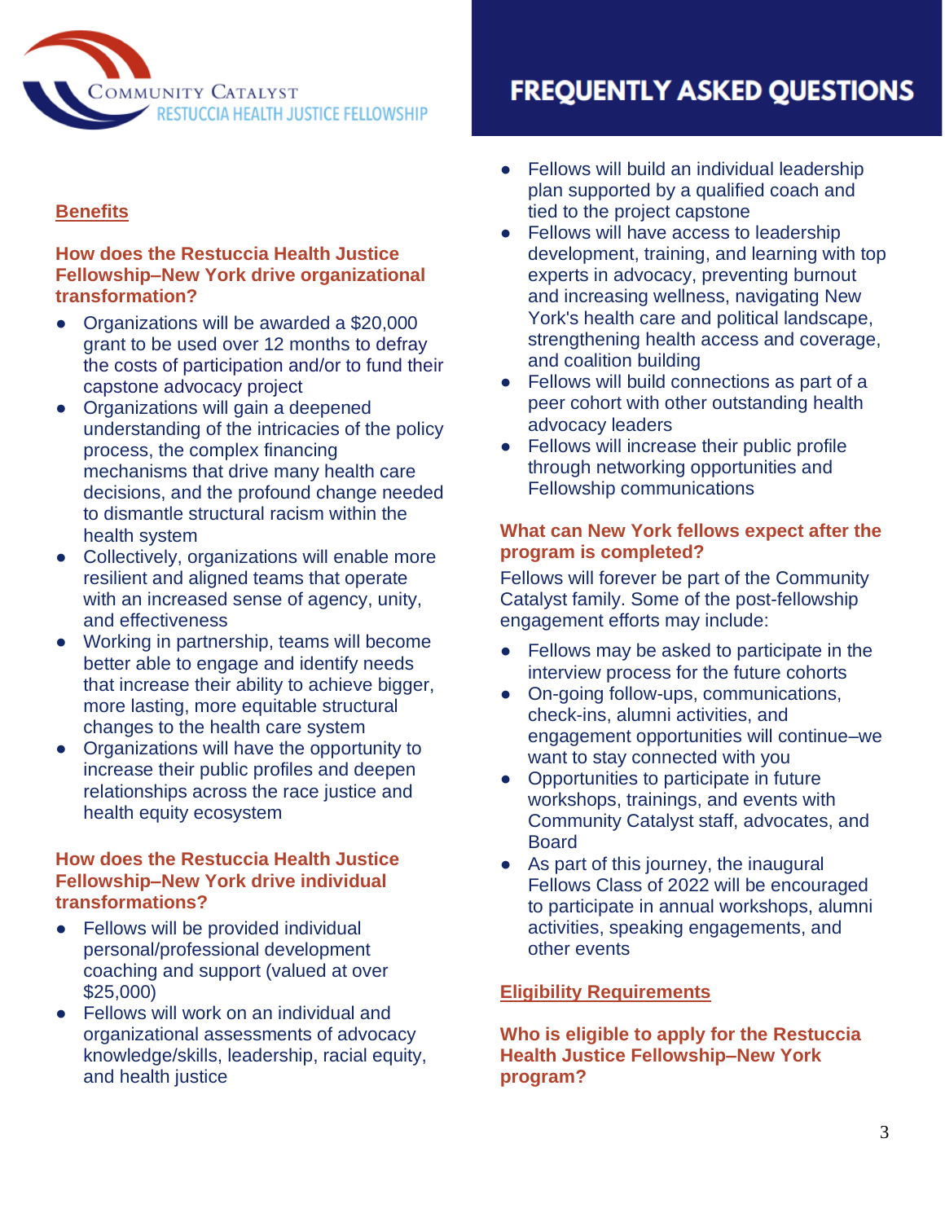## Benefits

### How does the Restuccia Health Justice Fellowship–New York drive organizational transformation?

- Organizations will be awarded a $20,000 grant to be used over 12 months to defray the costs of participation and/or to fund their capstone advocacy project
- Organizations will gain a deepened understanding of the intricacies of the policy process, the complex financing mechanisms that drive many health care decisions, and the profound change needed to dismantle structural racism within the health system
- Collectively, organizations will enable more resilient and aligned teams that operate with an increased sense of agency, unity, and effectiveness
- Working in partnership, teams will become better able to engage and identify needs that increase their ability to achieve bigger, more lasting, more equitable structural changes to the health care system
- Organizations will have the opportunity to increase their public profiles and deepen relationships across the race justice and health equity ecosystem

### How does the Restuccia Health Justice Fellowship–New York drive individual transformations?

- Fellows will be provided individual personal/professional development coaching and support (valued at over $25,000)
- Fellows will work on an individual and organizational assessments of advocacy knowledge/skills, leadership, racial equity, and health justice
- Fellows will build an individual leadership plan supported by a qualified coach and tied to the project capstone
- Fellows will have access to leadership development, training, and learning with top experts in advocacy, preventing burnout and increasing wellness, navigating New York's health care and political landscape, strengthening health access and coverage, and coalition building
- Fellows will build connections as part of a peer cohort with other outstanding health advocacy leaders
- Fellows will increase their public profile through networking opportunities and Fellowship communications

### What can New York fellows expect after the program is completed?

Fellows will forever be part of the Community Catalyst family. Some of the post-fellowship engagement efforts may include:

- Fellows may be asked to participate in the interview process for the future cohorts
- On-going follow-ups, communications, check-ins, alumni activities, and engagement opportunities will continue–we want to stay connected with you
- Opportunities to participate in future workshops, trainings, and events with Community Catalyst staff, advocates, and Board
- As part of this journey, the inaugural Fellows Class of 2022 will be encouraged to participate in annual workshops, alumni activities, speaking engagements, and other events

## Eligibility Requirements

### Who is eligible to apply for the Restuccia Health Justice Fellowship–New York program?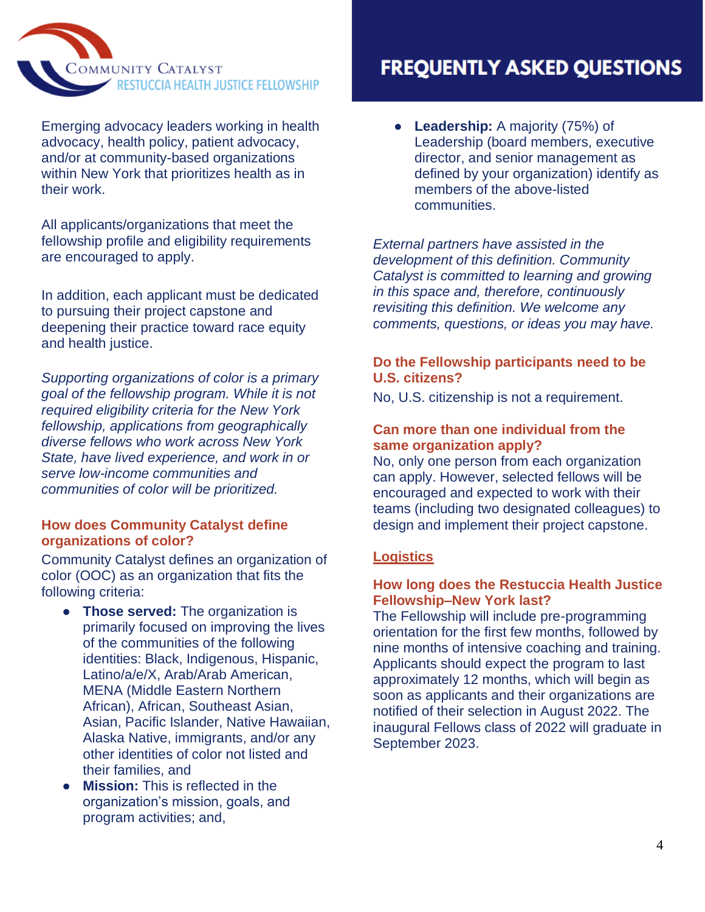Emerging advocacy leaders working in health advocacy, health policy, patient advocacy, and/or at community-based organizations within New York that prioritizes health as in their work.

All applicants/organizations that meet the fellowship profile and eligibility requirements are encouraged to apply.

In addition, each applicant must be dedicated to pursuing their project capstone and deepening their practice toward race equity and health justice.

*Supporting organizations of color is a primary goal of the fellowship program. While it is not required eligibility criteria for the New York fellowship, applications from geographically diverse fellows who work across New York State, have lived experience, and work in or serve low-income communities and communities of color will be prioritized.*

### How does Community Catalyst define organizations of color?

Community Catalyst defines an organization of color (OOC) as an organization that fits the following criteria:

- **Those served:** The organization is primarily focused on improving the lives of the communities of the following identities: Black, Indigenous, Hispanic, Latino/a/e/X, Arab/Arab American, MENA (Middle Eastern Northern African), African, Southeast Asian, Asian, Pacific Islander, Native Hawaiian, Alaska Native, immigrants, and/or any other identities of color not listed and their families, and
- **Mission:** This is reflected in the organization's mission, goals, and program activities; and,
- **Leadership:** A majority (75%) of Leadership (board members, executive director, and senior management as defined by your organization) identify as members of the above-listed communities.

*External partners have assisted in the development of this definition. Community Catalyst is committed to learning and growing in this space and, therefore, continuously revisiting this definition. We welcome any comments, questions, or ideas you may have.*

### Do the Fellowship participants need to be U.S. citizens?

No, U.S. citizenship is not a requirement.

### Can more than one individual from the same organization apply?

No, only one person from each organization can apply. However, selected fellows will be encouraged and expected to work with their teams (including two designated colleagues) to design and implement their project capstone.

## Logistics

### How long does the Restuccia Health Justice Fellowship–New York last?

The Fellowship will include pre-programming orientation for the first few months, followed by nine months of intensive coaching and training. Applicants should expect the program to last approximately 12 months, which will begin as soon as applicants and their organizations are notified of their selection in August 2022. The inaugural Fellows class of 2022 will graduate in September 2023.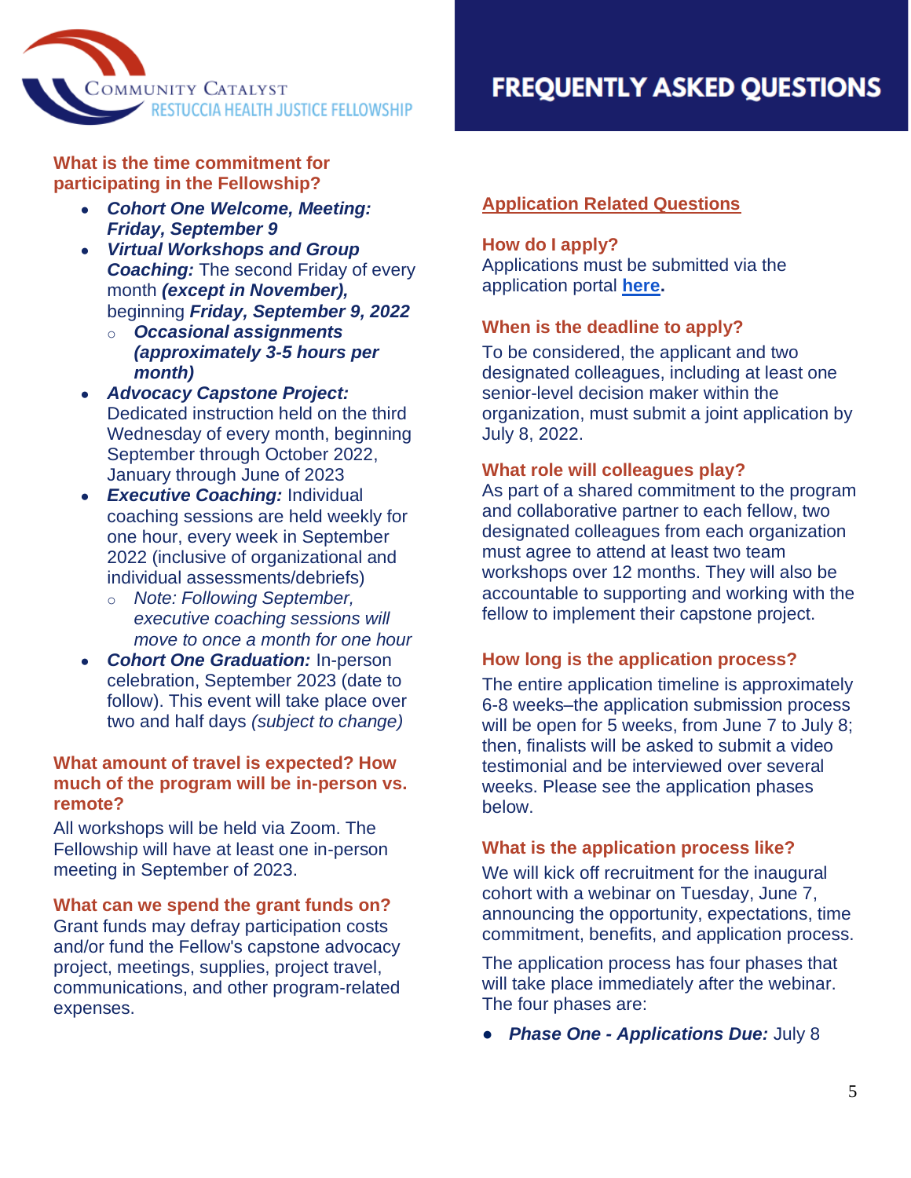Community Catalyst
RESTUCCIA HEALTH JUSTICE FELLOWSHIP

# FREQUENTLY ASKED QUESTIONS

### What is the time commitment for participating in the Fellowship?

- ***Cohort One Welcome, Meeting: Friday, September 9***
- ***Virtual Workshops and Group Coaching:*** The second Friday of every month ***(except in November),*** beginning ***Friday, September 9, 2022***
  - ***Occasional assignments (approximately 3-5 hours per month)***
- ***Advocacy Capstone Project:*** Dedicated instruction held on the third Wednesday of every month, beginning September through October 2022, January through June of 2023
- ***Executive Coaching:*** Individual coaching sessions are held weekly for one hour, every week in September 2022 (inclusive of organizational and individual assessments/debriefs)
  - *Note: Following September, executive coaching sessions will move to once a month for one hour*
- ***Cohort One Graduation:*** In-person celebration, September 2023 (date to follow). This event will take place over two and half days *(subject to change)*

### What amount of travel is expected? How much of the program will be in-person vs. remote?

All workshops will be held via Zoom. The Fellowship will have at least one in-person meeting in September of 2023.

### What can we spend the grant funds on?

Grant funds may defray participation costs and/or fund the Fellow's capstone advocacy project, meetings, supplies, project travel, communications, and other program-related expenses.

## Application Related Questions

### How do I apply?

Applications must be submitted via the application portal **here**.

### When is the deadline to apply?

To be considered, the applicant and two designated colleagues, including at least one senior-level decision maker within the organization, must submit a joint application by July 8, 2022.

### What role will colleagues play?

As part of a shared commitment to the program and collaborative partner to each fellow, two designated colleagues from each organization must agree to attend at least two team workshops over 12 months. They will also be accountable to supporting and working with the fellow to implement their capstone project.

### How long is the application process?

The entire application timeline is approximately 6-8 weeks–the application submission process will be open for 5 weeks, from June 7 to July 8; then, finalists will be asked to submit a video testimonial and be interviewed over several weeks. Please see the application phases below.

### What is the application process like?

We will kick off recruitment for the inaugural cohort with a webinar on Tuesday, June 7, announcing the opportunity, expectations, time commitment, benefits, and application process.

The application process has four phases that will take place immediately after the webinar. The four phases are:

- ***Phase One - Applications Due:*** July 8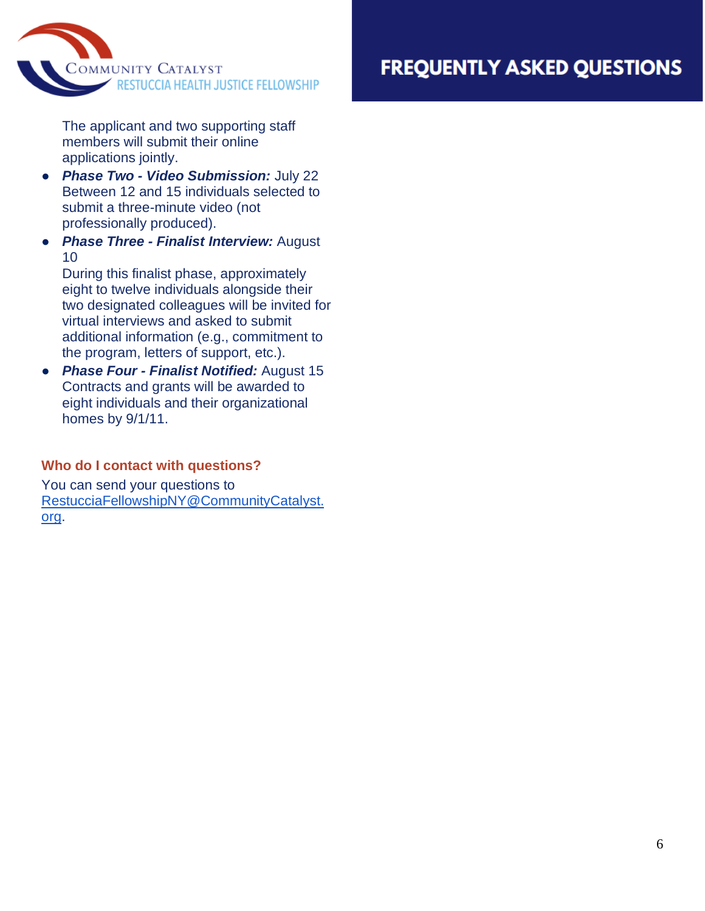The applicant and two supporting staff members will submit their online applications jointly.

- ***Phase Two - Video Submission:*** July 22
  Between 12 and 15 individuals selected to submit a three-minute video (not professionally produced).
- ***Phase Three - Finalist Interview:*** August 10
  During this finalist phase, approximately eight to twelve individuals alongside their two designated colleagues will be invited for virtual interviews and asked to submit additional information (e.g., commitment to the program, letters of support, etc.).
- ***Phase Four - Finalist Notified:*** August 15
  Contracts and grants will be awarded to eight individuals and their organizational homes by 9/1/11.

**Who do I contact with questions?**

You can send your questions to [RestucciaFellowshipNY@CommunityCatalyst.org](mailto:RestucciaFellowshipNY@CommunityCatalyst.org).